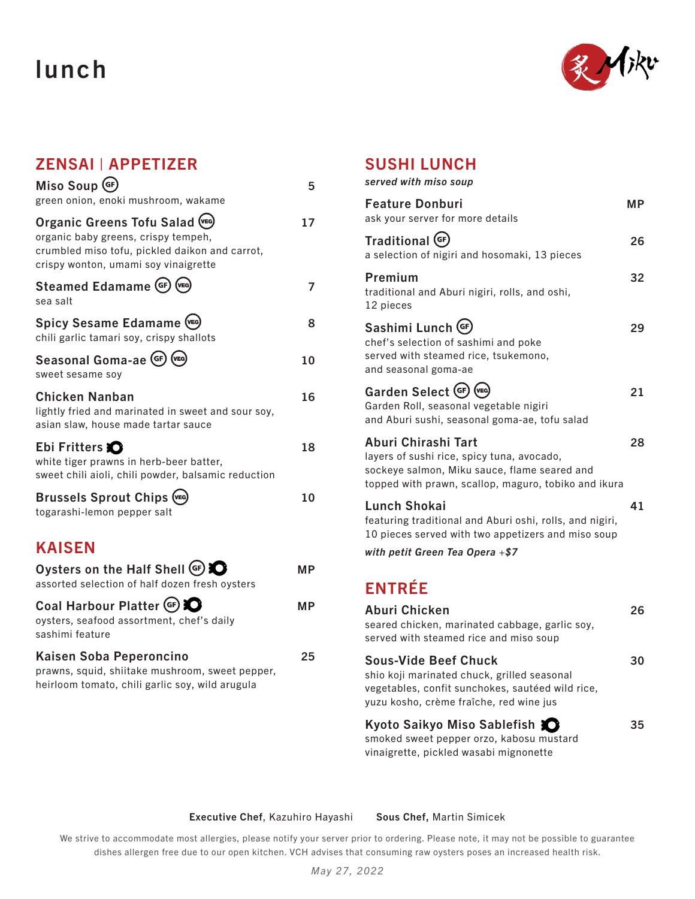# lunch

## ZENSAI | APPETIZER

**Miso Soup** (GF) — 5
green onion, enoki mushroom, wakame

**Organic Greens Tofu Salad** (VEG) — 17
organic baby greens, crispy tempeh, crumbled miso tofu, pickled daikon and carrot, crispy wonton, umami soy vinaigrette

**Steamed Edamame** (GF) (VEG) — 7
sea salt

**Spicy Sesame Edamame** (VEG) — 8
chili garlic tamari soy, crispy shallots

**Seasonal Goma-ae** (GF) (VEG) — 10
sweet sesame soy

**Chicken Nanban** — 16
lightly fried and marinated in sweet and sour soy, asian slaw, house made tartar sauce

**Ebi Fritters** — 18
white tiger prawns in herb-beer batter, sweet chili aioli, chili powder, balsamic reduction

**Brussels Sprout Chips** (VEG) — 10
togarashi-lemon pepper salt

## KAISEN

**Oysters on the Half Shell** (GF) — MP
assorted selection of half dozen fresh oysters

**Coal Harbour Platter** (GF) — MP
oysters, seafood assortment, chef's daily sashimi feature

**Kaisen Soba Peperoncino** — 25
prawns, squid, shiitake mushroom, sweet pepper, heirloom tomato, chili garlic soy, wild arugula

## SUSHI LUNCH

*served with miso soup*

**Feature Donburi** — MP
ask your server for more details

**Traditional** (GF) — 26
a selection of nigiri and hosomaki, 13 pieces

**Premium** — 32
traditional and Aburi nigiri, rolls, and oshi, 12 pieces

**Sashimi Lunch** (GF) — 29
chef's selection of sashimi and poke served with steamed rice, tsukemono, and seasonal goma-ae

**Garden Select** (GF) (VEG) — 21
Garden Roll, seasonal vegetable nigiri and Aburi sushi, seasonal goma-ae, tofu salad

**Aburi Chirashi Tart** — 28
layers of sushi rice, spicy tuna, avocado, sockeye salmon, Miku sauce, flame seared and topped with prawn, scallop, maguro, tobiko and ikura

**Lunch Shokai** — 41
featuring traditional and Aburi oshi, rolls, and nigiri, 10 pieces served with two appetizers and miso soup

*with petit Green Tea Opera +$7*

## ENTRÉE

**Aburi Chicken** — 26
seared chicken, marinated cabbage, garlic soy, served with steamed rice and miso soup

**Sous-Vide Beef Chuck** — 30
shio koji marinated chuck, grilled seasonal vegetables, confit sunchokes, sautéed wild rice, yuzu kosho, crème fraîche, red wine jus

**Kyoto Saikyo Miso Sablefish** — 35
smoked sweet pepper orzo, kabosu mustard vinaigrette, pickled wasabi mignonette

**Executive Chef**, Kazuhiro Hayashi **Sous Chef,** Martin Simicek

We strive to accommodate most allergies, please notify your server prior to ordering. Please note, it may not be possible to guarantee dishes allergen free due to our open kitchen. VCH advises that consuming raw oysters poses an increased health risk.

*May 27, 2022*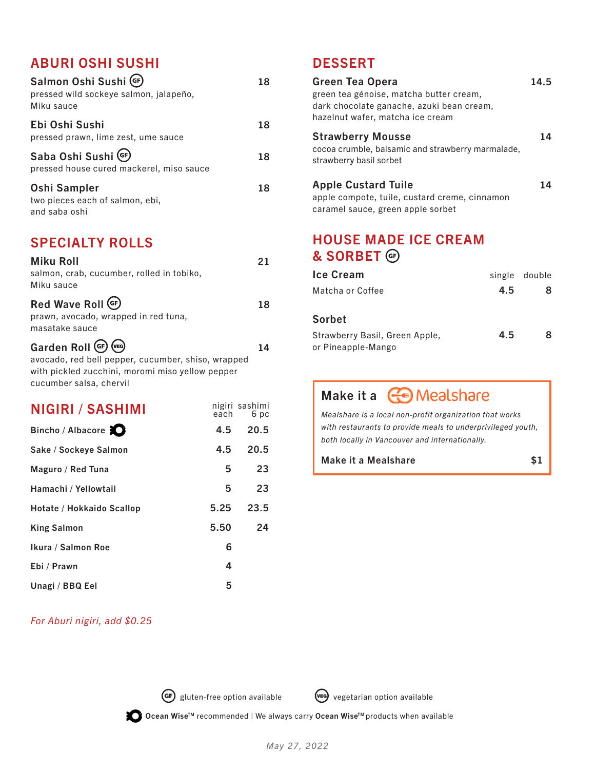## ABURI OSHI SUSHI

**Salmon Oshi Sushi** (GF) — 18
pressed wild sockeye salmon, jalapeño, Miku sauce

**Ebi Oshi Sushi** — 18
pressed prawn, lime zest, ume sauce

**Saba Oshi Sushi** (GF) — 18
pressed house cured mackerel, miso sauce

**Oshi Sampler** — 18
two pieces each of salmon, ebi, and saba oshi

## SPECIALTY ROLLS

**Miku Roll** — 21
salmon, crab, cucumber, rolled in tobiko, Miku sauce

**Red Wave Roll** (GF) — 18
prawn, avocado, wrapped in red tuna, masatake sauce

**Garden Roll** (GF) (VEG) — 14
avocado, red bell pepper, cucumber, shiso, wrapped with pickled zucchini, moromi miso yellow pepper cucumber salsa, chervil

## NIGIRI / SASHIMI

| | nigiri each | sashimi 6 pc |
|---|---|---|
| Bincho / Albacore (Ocean Wise) | 4.5 | 20.5 |
| Sake / Sockeye Salmon | 4.5 | 20.5 |
| Maguro / Red Tuna | 5 | 23 |
| Hamachi / Yellowtail | 5 | 23 |
| Hotate / Hokkaido Scallop | 5.25 | 23.5 |
| King Salmon | 5.50 | 24 |
| Ikura / Salmon Roe | 6 | |
| Ebi / Prawn | 4 | |
| Unagi / BBQ Eel | 5 | |

*For Aburi nigiri, add $0.25*

## DESSERT

**Green Tea Opera** — 14.5
green tea génoise, matcha butter cream, dark chocolate ganache, azuki bean cream, hazelnut wafer, matcha ice cream

**Strawberry Mousse** — 14
cocoa crumble, balsamic and strawberry marmalade, strawberry basil sorbet

**Apple Custard Tuile** — 14
apple compote, tuile, custard creme, cinnamon caramel sauce, green apple sorbet

## HOUSE MADE ICE CREAM & SORBET (GF)

| | single | double |
|---|---|---|
| **Ice Cream** | | |
| Matcha or Coffee | 4.5 | 8 |
| **Sorbet** | | |
| Strawberry Basil, Green Apple, or Pineapple-Mango | 4.5 | 8 |

### Make it a Mealshare

*Mealshare is a local non-profit organization that works with restaurants to provide meals to underprivileged youth, both locally in Vancouver and internationally.*

**Make it a Mealshare** — $1

---

(GF) gluten-free option available (VEG) vegetarian option available

**Ocean Wise™** recommended | We always carry **Ocean Wise™** products when available

May 27, 2022